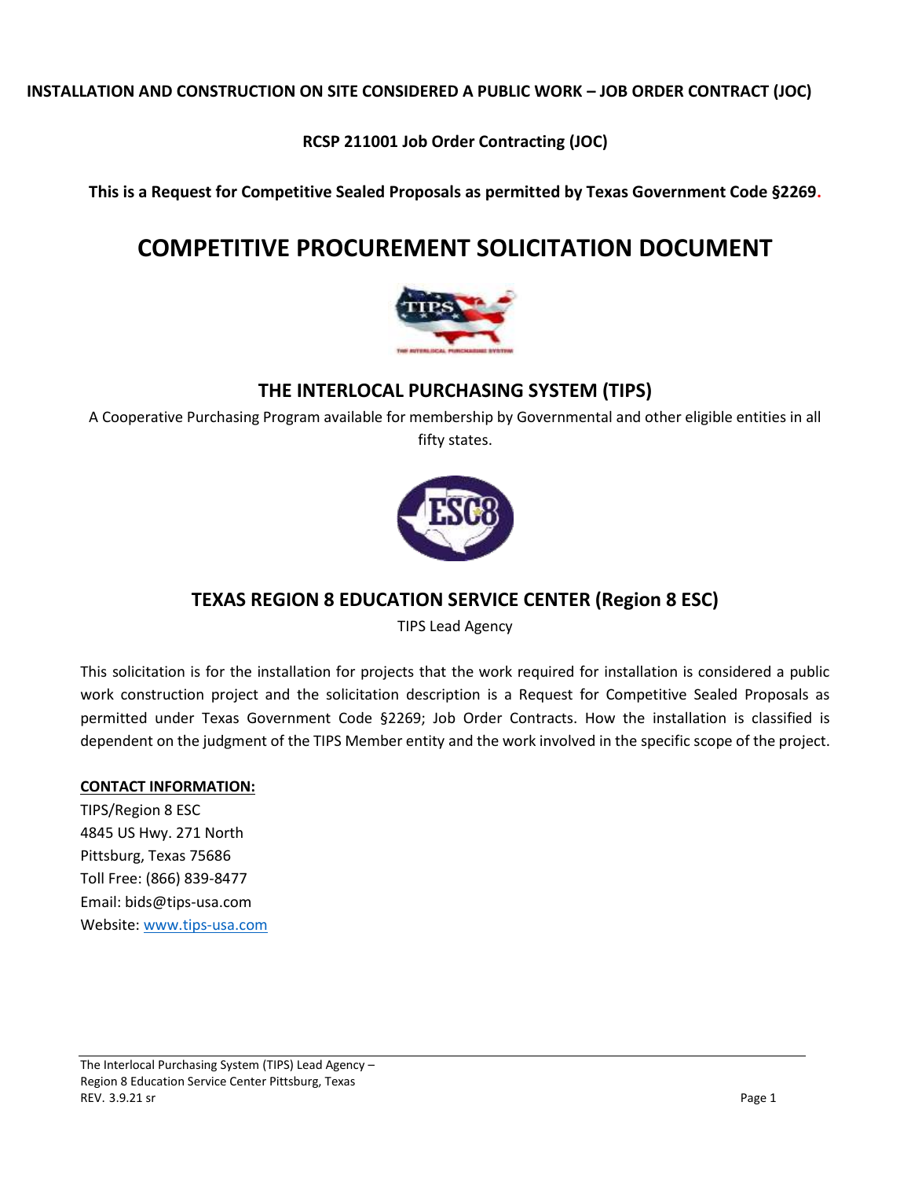**INSTALLATION AND CONSTRUCTION ON SITE CONSIDERED A PUBLIC WORK – JOB ORDER CONTRACT (JOC)**

**RCSP 211001 Job Order Contracting (JOC)**

**This is a Request for Competitive Sealed Proposals as permitted by Texas Government Code §2269.**

# COMPETITIVE PROCUREMENT SOLICITATION DOCUMENT

## THE INTERLOCAL PURCHASING SYSTEM (TIPS)

A Cooperative Purchasing Program available for membership by Governmental and other eligible entities in all fifty states.

## TEXAS REGION 8 EDUCATION SERVICE CENTER (Region 8 ESC)

TIPS Lead Agency

This solicitation is for the installation for projects that the work required for installation is considered a public work construction project and the solicitation description is a Request for Competitive Sealed Proposals as permitted under Texas Government Code §2269; Job Order Contracts. How the installation is classified is dependent on the judgment of the TIPS Member entity and the work involved in the specific scope of the project.

**CONTACT INFORMATION:**

TIPS/Region 8 ESC
4845 US Hwy. 271 North
Pittsburg, Texas 75686
Toll Free: (866) 839-8477
Email: bids@tips-usa.com
Website: www.tips-usa.com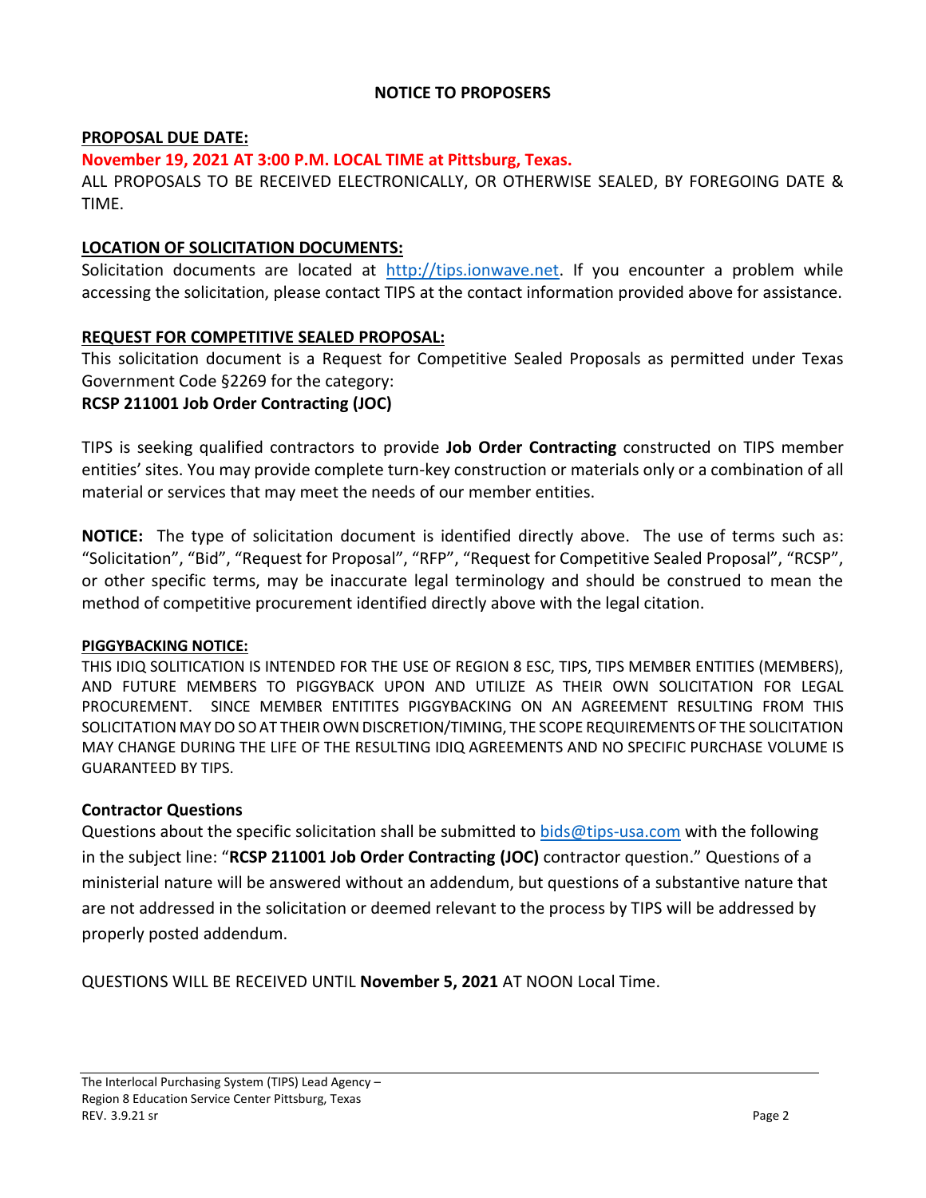# NOTICE TO PROPOSERS

**PROPOSAL DUE DATE:**

**November 19, 2021 AT 3:00 P.M. LOCAL TIME at Pittsburg, Texas.**

ALL PROPOSALS TO BE RECEIVED ELECTRONICALLY, OR OTHERWISE SEALED, BY FOREGOING DATE & TIME.

**LOCATION OF SOLICITATION DOCUMENTS:**

Solicitation documents are located at http://tips.ionwave.net. If you encounter a problem while accessing the solicitation, please contact TIPS at the contact information provided above for assistance.

**REQUEST FOR COMPETITIVE SEALED PROPOSAL:**

This solicitation document is a Request for Competitive Sealed Proposals as permitted under Texas Government Code §2269 for the category:

**RCSP 211001 Job Order Contracting (JOC)**

TIPS is seeking qualified contractors to provide **Job Order Contracting** constructed on TIPS member entities' sites. You may provide complete turn-key construction or materials only or a combination of all material or services that may meet the needs of our member entities.

**NOTICE:** The type of solicitation document is identified directly above. The use of terms such as: "Solicitation", "Bid", "Request for Proposal", "RFP", "Request for Competitive Sealed Proposal", "RCSP", or other specific terms, may be inaccurate legal terminology and should be construed to mean the method of competitive procurement identified directly above with the legal citation.

**PIGGYBACKING NOTICE:**

THIS IDIQ SOLITICATION IS INTENDED FOR THE USE OF REGION 8 ESC, TIPS, TIPS MEMBER ENTITIES (MEMBERS), AND FUTURE MEMBERS TO PIGGYBACK UPON AND UTILIZE AS THEIR OWN SOLICITATION FOR LEGAL PROCUREMENT. SINCE MEMBER ENTITITES PIGGYBACKING ON AN AGREEMENT RESULTING FROM THIS SOLICITATION MAY DO SO AT THEIR OWN DISCRETION/TIMING, THE SCOPE REQUIREMENTS OF THE SOLICITATION MAY CHANGE DURING THE LIFE OF THE RESULTING IDIQ AGREEMENTS AND NO SPECIFIC PURCHASE VOLUME IS GUARANTEED BY TIPS.

**Contractor Questions**

Questions about the specific solicitation shall be submitted to bids@tips-usa.com with the following in the subject line: "**RCSP 211001 Job Order Contracting (JOC)** contractor question." Questions of a ministerial nature will be answered without an addendum, but questions of a substantive nature that are not addressed in the solicitation or deemed relevant to the process by TIPS will be addressed by properly posted addendum.

QUESTIONS WILL BE RECEIVED UNTIL **November 5, 2021** AT NOON Local Time.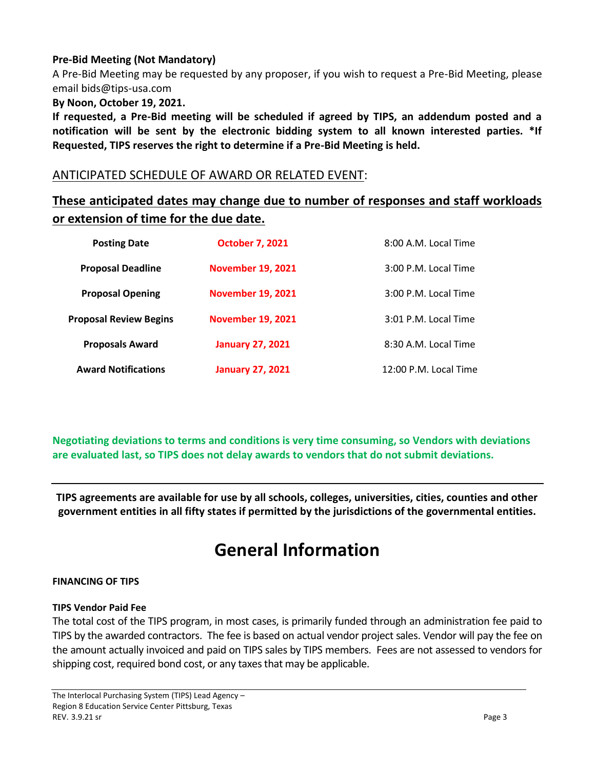**Pre-Bid Meeting (Not Mandatory)**

A Pre-Bid Meeting may be requested by any proposer, if you wish to request a Pre-Bid Meeting, please email bids@tips-usa.com

**By Noon, October 19, 2021.**

**If requested, a Pre-Bid meeting will be scheduled if agreed by TIPS, an addendum posted and a notification will be sent by the electronic bidding system to all known interested parties. *If Requested, TIPS reserves the right to determine if a Pre-Bid Meeting is held.**

ANTICIPATED SCHEDULE OF AWARD OR RELATED EVENT:

**These anticipated dates may change due to number of responses and staff workloads or extension of time for the due date.**

| | | |
|---|---|---|
| **Posting Date** | **October 7, 2021** | 8:00 A.M. Local Time |
| **Proposal Deadline** | **November 19, 2021** | 3:00 P.M. Local Time |
| **Proposal Opening** | **November 19, 2021** | 3:00 P.M. Local Time |
| **Proposal Review Begins** | **November 19, 2021** | 3:01 P.M. Local Time |
| **Proposals Award** | **January 27, 2021** | 8:30 A.M. Local Time |
| **Award Notifications** | **January 27, 2021** | 12:00 P.M. Local Time |

**Negotiating deviations to terms and conditions is very time consuming, so Vendors with deviations are evaluated last, so TIPS does not delay awards to vendors that do not submit deviations.**

---

**TIPS agreements are available for use by all schools, colleges, universities, cities, counties and other government entities in all fifty states if permitted by the jurisdictions of the governmental entities.**

# General Information

**FINANCING OF TIPS**

**TIPS Vendor Paid Fee**

The total cost of the TIPS program, in most cases, is primarily funded through an administration fee paid to TIPS by the awarded contractors. The fee is based on actual vendor project sales. Vendor will pay the fee on the amount actually invoiced and paid on TIPS sales by TIPS members. Fees are not assessed to vendors for shipping cost, required bond cost, or any taxes that may be applicable.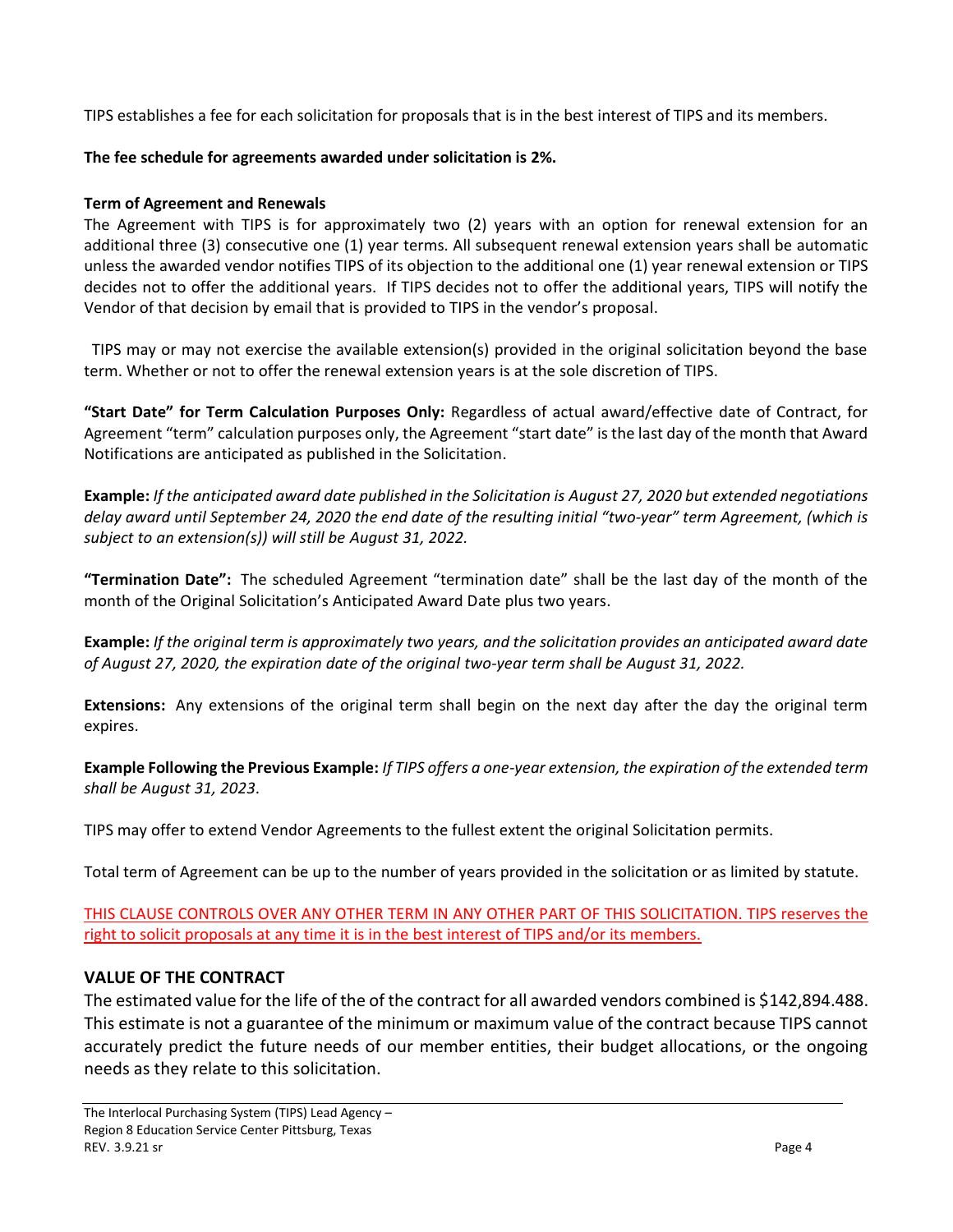TIPS establishes a fee for each solicitation for proposals that is in the best interest of TIPS and its members.

**The fee schedule for agreements awarded under solicitation is 2%.**

**Term of Agreement and Renewals**

The Agreement with TIPS is for approximately two (2) years with an option for renewal extension for an additional three (3) consecutive one (1) year terms. All subsequent renewal extension years shall be automatic unless the awarded vendor notifies TIPS of its objection to the additional one (1) year renewal extension or TIPS decides not to offer the additional years. If TIPS decides not to offer the additional years, TIPS will notify the Vendor of that decision by email that is provided to TIPS in the vendor's proposal.

TIPS may or may not exercise the available extension(s) provided in the original solicitation beyond the base term. Whether or not to offer the renewal extension years is at the sole discretion of TIPS.

**"Start Date" for Term Calculation Purposes Only:** Regardless of actual award/effective date of Contract, for Agreement "term" calculation purposes only, the Agreement "start date" is the last day of the month that Award Notifications are anticipated as published in the Solicitation.

**Example:** *If the anticipated award date published in the Solicitation is August 27, 2020 but extended negotiations delay award until September 24, 2020 the end date of the resulting initial "two-year" term Agreement, (which is subject to an extension(s)) will still be August 31, 2022.*

**"Termination Date":** The scheduled Agreement "termination date" shall be the last day of the month of the month of the Original Solicitation's Anticipated Award Date plus two years.

**Example:** *If the original term is approximately two years, and the solicitation provides an anticipated award date of August 27, 2020, the expiration date of the original two-year term shall be August 31, 2022.*

**Extensions:** Any extensions of the original term shall begin on the next day after the day the original term expires.

**Example Following the Previous Example:** *If TIPS offers a one-year extension, the expiration of the extended term shall be August 31, 2023.*

TIPS may offer to extend Vendor Agreements to the fullest extent the original Solicitation permits.

Total term of Agreement can be up to the number of years provided in the solicitation or as limited by statute.

THIS CLAUSE CONTROLS OVER ANY OTHER TERM IN ANY OTHER PART OF THIS SOLICITATION. TIPS reserves the right to solicit proposals at any time it is in the best interest of TIPS and/or its members.

## VALUE OF THE CONTRACT

The estimated value for the life of the of the contract for all awarded vendors combined is $142,894.488. This estimate is not a guarantee of the minimum or maximum value of the contract because TIPS cannot accurately predict the future needs of our member entities, their budget allocations, or the ongoing needs as they relate to this solicitation.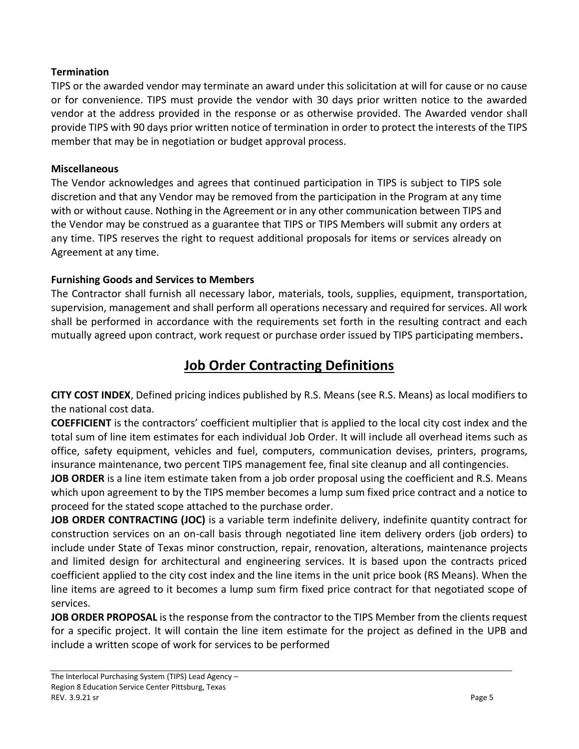**Termination**

TIPS or the awarded vendor may terminate an award under this solicitation at will for cause or no cause or for convenience. TIPS must provide the vendor with 30 days prior written notice to the awarded vendor at the address provided in the response or as otherwise provided. The Awarded vendor shall provide TIPS with 90 days prior written notice of termination in order to protect the interests of the TIPS member that may be in negotiation or budget approval process.

**Miscellaneous**

The Vendor acknowledges and agrees that continued participation in TIPS is subject to TIPS sole discretion and that any Vendor may be removed from the participation in the Program at any time with or without cause. Nothing in the Agreement or in any other communication between TIPS and the Vendor may be construed as a guarantee that TIPS or TIPS Members will submit any orders at any time. TIPS reserves the right to request additional proposals for items or services already on Agreement at any time.

**Furnishing Goods and Services to Members**

The Contractor shall furnish all necessary labor, materials, tools, supplies, equipment, transportation, supervision, management and shall perform all operations necessary and required for services. All work shall be performed in accordance with the requirements set forth in the resulting contract and each mutually agreed upon contract, work request or purchase order issued by TIPS participating members**.**

# Job Order Contracting Definitions

**CITY COST INDEX**, Defined pricing indices published by R.S. Means (see R.S. Means) as local modifiers to the national cost data.

**COEFFICIENT** is the contractors' coefficient multiplier that is applied to the local city cost index and the total sum of line item estimates for each individual Job Order. It will include all overhead items such as office, safety equipment, vehicles and fuel, computers, communication devises, printers, programs, insurance maintenance, two percent TIPS management fee, final site cleanup and all contingencies.

**JOB ORDER** is a line item estimate taken from a job order proposal using the coefficient and R.S. Means which upon agreement to by the TIPS member becomes a lump sum fixed price contract and a notice to proceed for the stated scope attached to the purchase order.

**JOB ORDER CONTRACTING (JOC)** is a variable term indefinite delivery, indefinite quantity contract for construction services on an on-call basis through negotiated line item delivery orders (job orders) to include under State of Texas minor construction, repair, renovation, alterations, maintenance projects and limited design for architectural and engineering services. It is based upon the contracts priced coefficient applied to the city cost index and the line items in the unit price book (RS Means). When the line items are agreed to it becomes a lump sum firm fixed price contract for that negotiated scope of services.

**JOB ORDER PROPOSAL** is the response from the contractor to the TIPS Member from the clients request for a specific project. It will contain the line item estimate for the project as defined in the UPB and include a written scope of work for services to be performed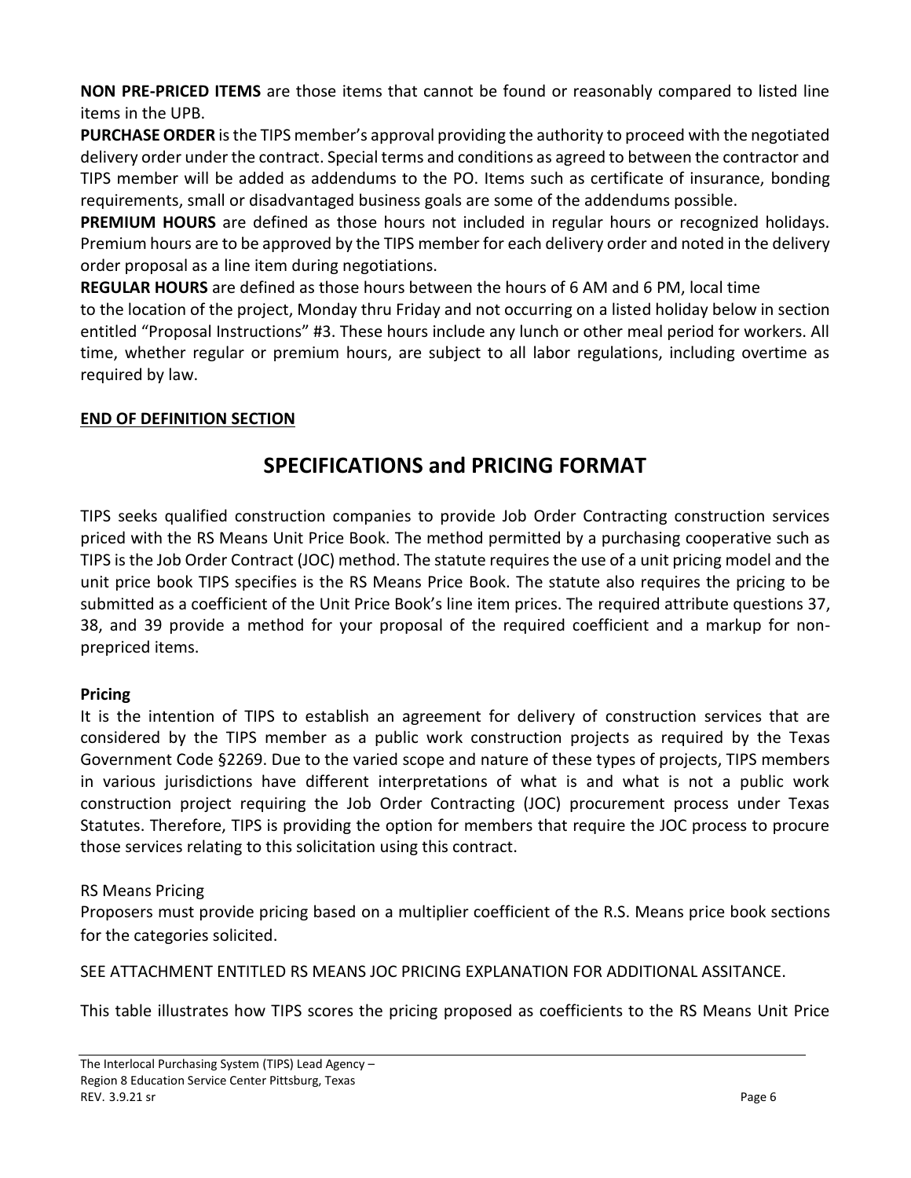**NON PRE-PRICED ITEMS** are those items that cannot be found or reasonably compared to listed line items in the UPB.

**PURCHASE ORDER** is the TIPS member's approval providing the authority to proceed with the negotiated delivery order under the contract. Special terms and conditions as agreed to between the contractor and TIPS member will be added as addendums to the PO. Items such as certificate of insurance, bonding requirements, small or disadvantaged business goals are some of the addendums possible.

**PREMIUM HOURS** are defined as those hours not included in regular hours or recognized holidays. Premium hours are to be approved by the TIPS member for each delivery order and noted in the delivery order proposal as a line item during negotiations.

**REGULAR HOURS** are defined as those hours between the hours of 6 AM and 6 PM, local time to the location of the project, Monday thru Friday and not occurring on a listed holiday below in section entitled "Proposal Instructions" #3. These hours include any lunch or other meal period for workers. All time, whether regular or premium hours, are subject to all labor regulations, including overtime as required by law.

**END OF DEFINITION SECTION**

## SPECIFICATIONS and PRICING FORMAT

TIPS seeks qualified construction companies to provide Job Order Contracting construction services priced with the RS Means Unit Price Book. The method permitted by a purchasing cooperative such as TIPS is the Job Order Contract (JOC) method. The statute requires the use of a unit pricing model and the unit price book TIPS specifies is the RS Means Price Book. The statute also requires the pricing to be submitted as a coefficient of the Unit Price Book's line item prices. The required attribute questions 37, 38, and 39 provide a method for your proposal of the required coefficient and a markup for non-prepriced items.

**Pricing**

It is the intention of TIPS to establish an agreement for delivery of construction services that are considered by the TIPS member as a public work construction projects as required by the Texas Government Code §2269. Due to the varied scope and nature of these types of projects, TIPS members in various jurisdictions have different interpretations of what is and what is not a public work construction project requiring the Job Order Contracting (JOC) procurement process under Texas Statutes. Therefore, TIPS is providing the option for members that require the JOC process to procure those services relating to this solicitation using this contract.

RS Means Pricing

Proposers must provide pricing based on a multiplier coefficient of the R.S. Means price book sections for the categories solicited.

SEE ATTACHMENT ENTITLED RS MEANS JOC PRICING EXPLANATION FOR ADDITIONAL ASSITANCE.

This table illustrates how TIPS scores the pricing proposed as coefficients to the RS Means Unit Price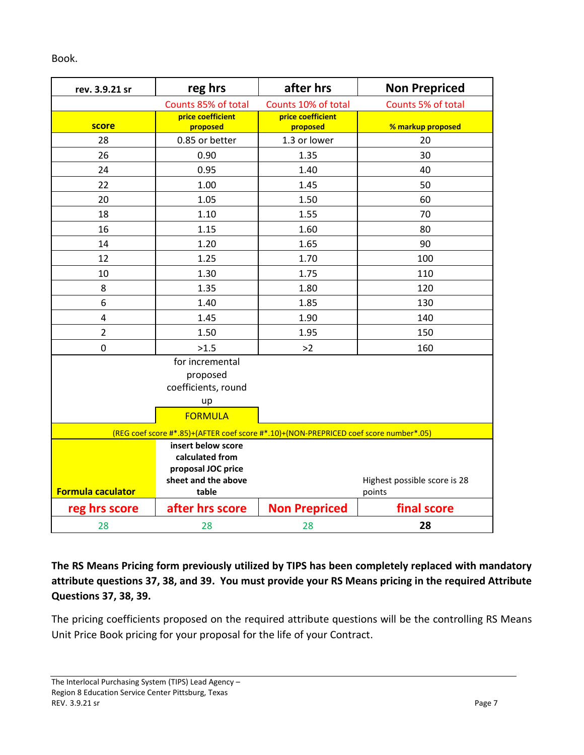Book.

| rev. 3.9.21 sr | reg hrs | after hrs | Non Prepriced |
|---|---|---|---|
| | Counts 85% of total | Counts 10% of total | Counts 5% of total |
| score | price coefficient proposed | price coefficient proposed | % markup proposed |
| 28 | 0.85 or better | 1.3 or lower | 20 |
| 26 | 0.90 | 1.35 | 30 |
| 24 | 0.95 | 1.40 | 40 |
| 22 | 1.00 | 1.45 | 50 |
| 20 | 1.05 | 1.50 | 60 |
| 18 | 1.10 | 1.55 | 70 |
| 16 | 1.15 | 1.60 | 80 |
| 14 | 1.20 | 1.65 | 90 |
| 12 | 1.25 | 1.70 | 100 |
| 10 | 1.30 | 1.75 | 110 |
| 8 | 1.35 | 1.80 | 120 |
| 6 | 1.40 | 1.85 | 130 |
| 4 | 1.45 | 1.90 | 140 |
| 2 | 1.50 | 1.95 | 150 |
| 0 | >1.5 | >2 | 160 |
| | for incremental proposed coefficients, round up | | |
| | FORMULA | | |
| (REG coef score #*.85)+(AFTER coef score #*.10)+(NON-PREPRICED coef score number*.05) | | | |
| Formula caculator | insert below score calculated from proposal JOC price sheet and the above table | | Highest possible score is 28 points |
| reg hrs score | after hrs score | Non Prepriced | final score |
| 28 | 28 | 28 | **28** |

**The RS Means Pricing form previously utilized by TIPS has been completely replaced with mandatory attribute questions 37, 38, and 39. You must provide your RS Means pricing in the required Attribute Questions 37, 38, 39.**

The pricing coefficients proposed on the required attribute questions will be the controlling RS Means Unit Price Book pricing for your proposal for the life of your Contract.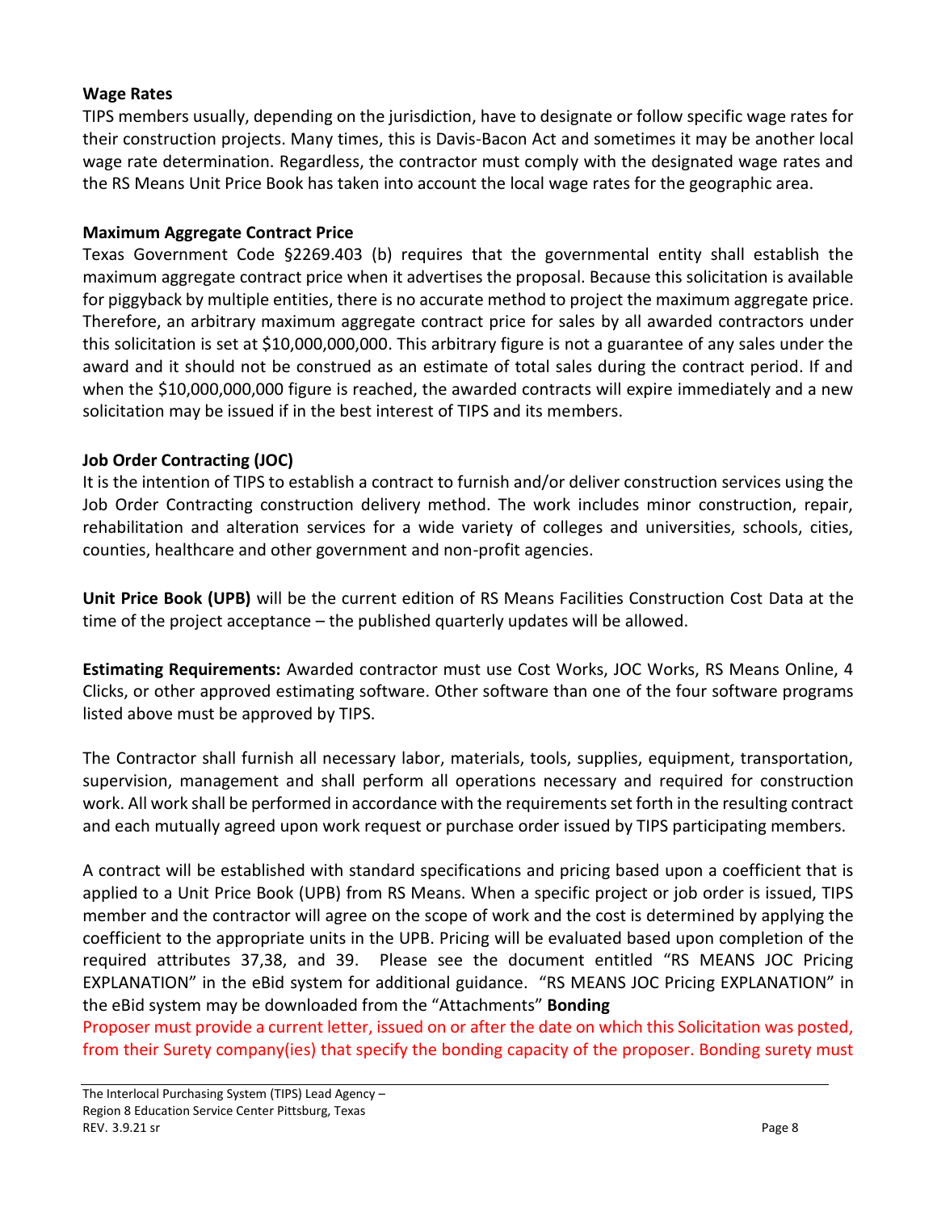**Wage Rates**

TIPS members usually, depending on the jurisdiction, have to designate or follow specific wage rates for their construction projects. Many times, this is Davis-Bacon Act and sometimes it may be another local wage rate determination. Regardless, the contractor must comply with the designated wage rates and the RS Means Unit Price Book has taken into account the local wage rates for the geographic area.

**Maximum Aggregate Contract Price**

Texas Government Code §2269.403 (b) requires that the governmental entity shall establish the maximum aggregate contract price when it advertises the proposal. Because this solicitation is available for piggyback by multiple entities, there is no accurate method to project the maximum aggregate price. Therefore, an arbitrary maximum aggregate contract price for sales by all awarded contractors under this solicitation is set at $10,000,000,000. This arbitrary figure is not a guarantee of any sales under the award and it should not be construed as an estimate of total sales during the contract period. If and when the $10,000,000,000 figure is reached, the awarded contracts will expire immediately and a new solicitation may be issued if in the best interest of TIPS and its members.

**Job Order Contracting (JOC)**

It is the intention of TIPS to establish a contract to furnish and/or deliver construction services using the Job Order Contracting construction delivery method. The work includes minor construction, repair, rehabilitation and alteration services for a wide variety of colleges and universities, schools, cities, counties, healthcare and other government and non-profit agencies.

**Unit Price Book (UPB)** will be the current edition of RS Means Facilities Construction Cost Data at the time of the project acceptance – the published quarterly updates will be allowed.

**Estimating Requirements:** Awarded contractor must use Cost Works, JOC Works, RS Means Online, 4 Clicks, or other approved estimating software. Other software than one of the four software programs listed above must be approved by TIPS.

The Contractor shall furnish all necessary labor, materials, tools, supplies, equipment, transportation, supervision, management and shall perform all operations necessary and required for construction work. All work shall be performed in accordance with the requirements set forth in the resulting contract and each mutually agreed upon work request or purchase order issued by TIPS participating members.

A contract will be established with standard specifications and pricing based upon a coefficient that is applied to a Unit Price Book (UPB) from RS Means. When a specific project or job order is issued, TIPS member and the contractor will agree on the scope of work and the cost is determined by applying the coefficient to the appropriate units in the UPB. Pricing will be evaluated based upon completion of the required attributes 37,38, and 39. Please see the document entitled "RS MEANS JOC Pricing EXPLANATION" in the eBid system for additional guidance. "RS MEANS JOC Pricing EXPLANATION" in the eBid system may be downloaded from the "Attachments" **Bonding**

Proposer must provide a current letter, issued on or after the date on which this Solicitation was posted, from their Surety company(ies) that specify the bonding capacity of the proposer. Bonding surety must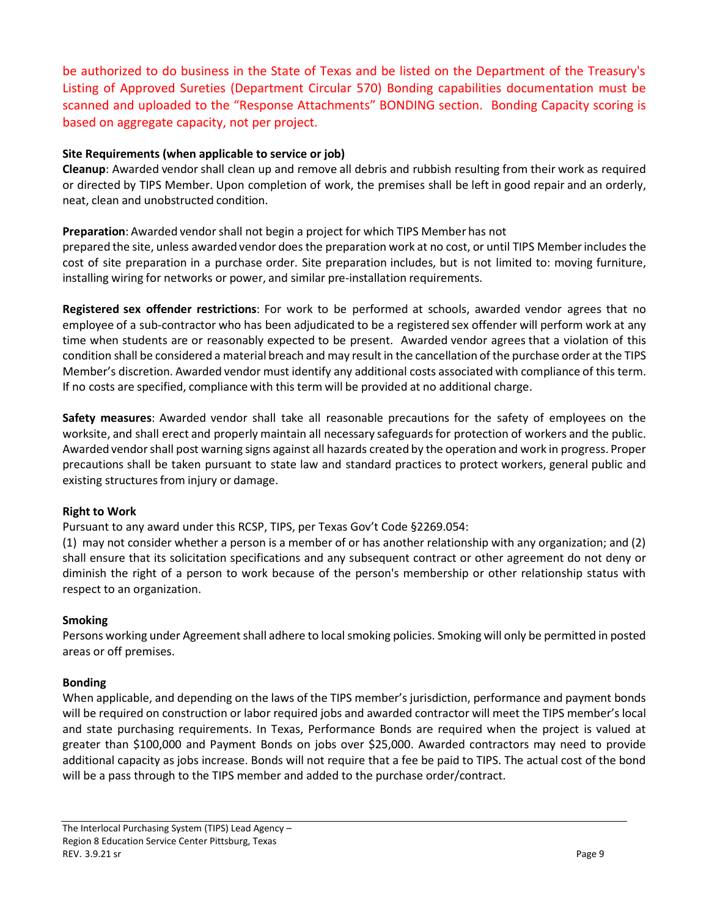be authorized to do business in the State of Texas and be listed on the Department of the Treasury's Listing of Approved Sureties (Department Circular 570) Bonding capabilities documentation must be scanned and uploaded to the "Response Attachments" BONDING section. Bonding Capacity scoring is based on aggregate capacity, not per project.

**Site Requirements (when applicable to service or job)**

**Cleanup**: Awarded vendor shall clean up and remove all debris and rubbish resulting from their work as required or directed by TIPS Member. Upon completion of work, the premises shall be left in good repair and an orderly, neat, clean and unobstructed condition.

**Preparation**: Awarded vendor shall not begin a project for which TIPS Member has not prepared the site, unless awarded vendor does the preparation work at no cost, or until TIPS Member includes the cost of site preparation in a purchase order. Site preparation includes, but is not limited to: moving furniture, installing wiring for networks or power, and similar pre-installation requirements.

**Registered sex offender restrictions**: For work to be performed at schools, awarded vendor agrees that no employee of a sub-contractor who has been adjudicated to be a registered sex offender will perform work at any time when students are or reasonably expected to be present. Awarded vendor agrees that a violation of this condition shall be considered a material breach and may result in the cancellation of the purchase order at the TIPS Member's discretion. Awarded vendor must identify any additional costs associated with compliance of this term. If no costs are specified, compliance with this term will be provided at no additional charge.

**Safety measures**: Awarded vendor shall take all reasonable precautions for the safety of employees on the worksite, and shall erect and properly maintain all necessary safeguards for protection of workers and the public. Awarded vendor shall post warning signs against all hazards created by the operation and work in progress. Proper precautions shall be taken pursuant to state law and standard practices to protect workers, general public and existing structures from injury or damage.

**Right to Work**

Pursuant to any award under this RCSP, TIPS, per Texas Gov't Code §2269.054:

(1) may not consider whether a person is a member of or has another relationship with any organization; and (2) shall ensure that its solicitation specifications and any subsequent contract or other agreement do not deny or diminish the right of a person to work because of the person's membership or other relationship status with respect to an organization.

**Smoking**

Persons working under Agreement shall adhere to local smoking policies. Smoking will only be permitted in posted areas or off premises.

**Bonding**

When applicable, and depending on the laws of the TIPS member's jurisdiction, performance and payment bonds will be required on construction or labor required jobs and awarded contractor will meet the TIPS member's local and state purchasing requirements. In Texas, Performance Bonds are required when the project is valued at greater than $100,000 and Payment Bonds on jobs over $25,000. Awarded contractors may need to provide additional capacity as jobs increase. Bonds will not require that a fee be paid to TIPS. The actual cost of the bond will be a pass through to the TIPS member and added to the purchase order/contract.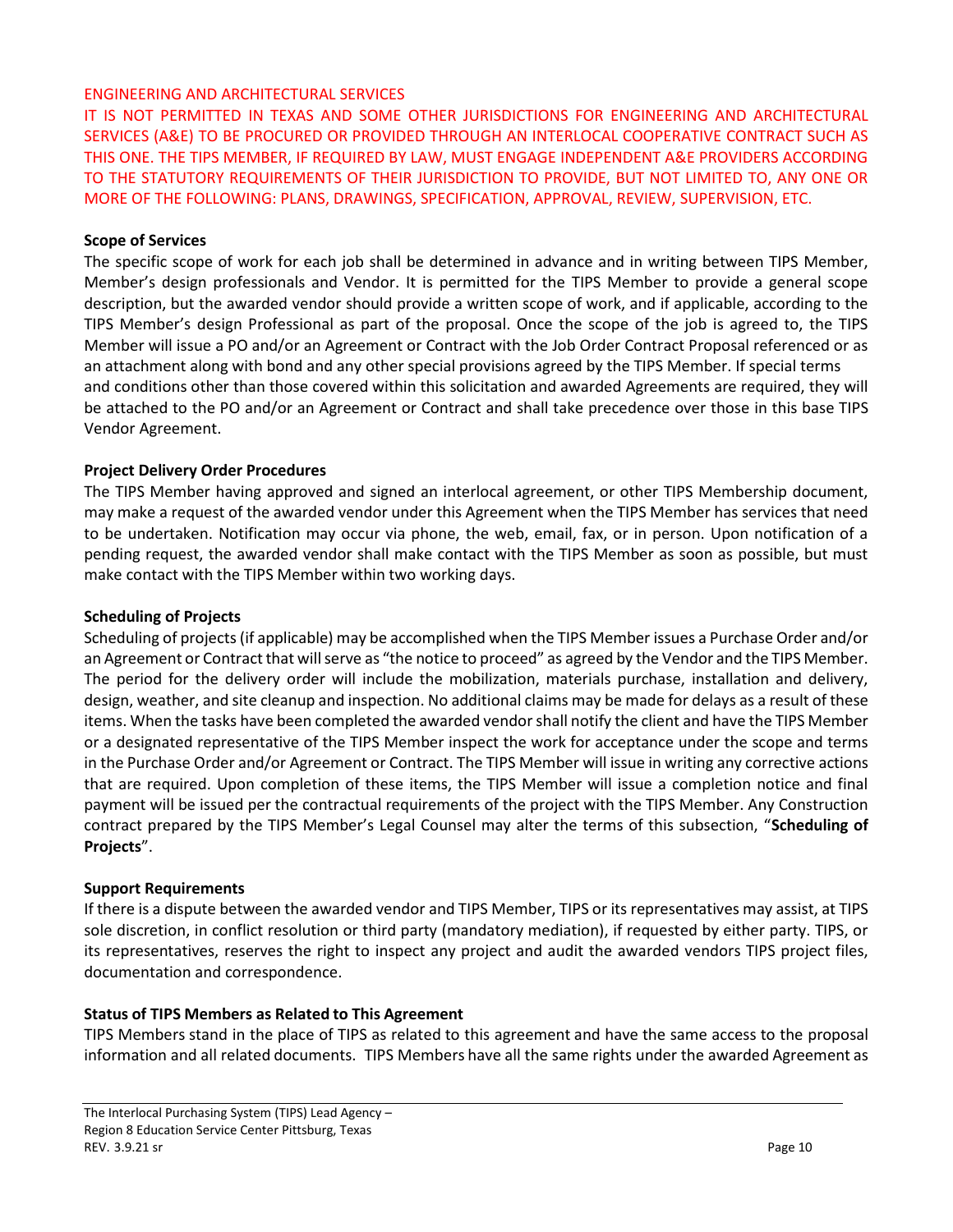ENGINEERING AND ARCHITECTURAL SERVICES

IT IS NOT PERMITTED IN TEXAS AND SOME OTHER JURISDICTIONS FOR ENGINEERING AND ARCHITECTURAL SERVICES (A&E) TO BE PROCURED OR PROVIDED THROUGH AN INTERLOCAL COOPERATIVE CONTRACT SUCH AS THIS ONE. THE TIPS MEMBER, IF REQUIRED BY LAW, MUST ENGAGE INDEPENDENT A&E PROVIDERS ACCORDING TO THE STATUTORY REQUIREMENTS OF THEIR JURISDICTION TO PROVIDE, BUT NOT LIMITED TO, ANY ONE OR MORE OF THE FOLLOWING: PLANS, DRAWINGS, SPECIFICATION, APPROVAL, REVIEW, SUPERVISION, ETC.

**Scope of Services**

The specific scope of work for each job shall be determined in advance and in writing between TIPS Member, Member's design professionals and Vendor. It is permitted for the TIPS Member to provide a general scope description, but the awarded vendor should provide a written scope of work, and if applicable, according to the TIPS Member's design Professional as part of the proposal. Once the scope of the job is agreed to, the TIPS Member will issue a PO and/or an Agreement or Contract with the Job Order Contract Proposal referenced or as an attachment along with bond and any other special provisions agreed by the TIPS Member. If special terms and conditions other than those covered within this solicitation and awarded Agreements are required, they will be attached to the PO and/or an Agreement or Contract and shall take precedence over those in this base TIPS Vendor Agreement.

**Project Delivery Order Procedures**

The TIPS Member having approved and signed an interlocal agreement, or other TIPS Membership document, may make a request of the awarded vendor under this Agreement when the TIPS Member has services that need to be undertaken. Notification may occur via phone, the web, email, fax, or in person. Upon notification of a pending request, the awarded vendor shall make contact with the TIPS Member as soon as possible, but must make contact with the TIPS Member within two working days.

**Scheduling of Projects**

Scheduling of projects (if applicable) may be accomplished when the TIPS Member issues a Purchase Order and/or an Agreement or Contract that will serve as "the notice to proceed" as agreed by the Vendor and the TIPS Member. The period for the delivery order will include the mobilization, materials purchase, installation and delivery, design, weather, and site cleanup and inspection. No additional claims may be made for delays as a result of these items. When the tasks have been completed the awarded vendor shall notify the client and have the TIPS Member or a designated representative of the TIPS Member inspect the work for acceptance under the scope and terms in the Purchase Order and/or Agreement or Contract. The TIPS Member will issue in writing any corrective actions that are required. Upon completion of these items, the TIPS Member will issue a completion notice and final payment will be issued per the contractual requirements of the project with the TIPS Member. Any Construction contract prepared by the TIPS Member's Legal Counsel may alter the terms of this subsection, "**Scheduling of Projects**".

**Support Requirements**

If there is a dispute between the awarded vendor and TIPS Member, TIPS or its representatives may assist, at TIPS sole discretion, in conflict resolution or third party (mandatory mediation), if requested by either party. TIPS, or its representatives, reserves the right to inspect any project and audit the awarded vendors TIPS project files, documentation and correspondence.

**Status of TIPS Members as Related to This Agreement**

TIPS Members stand in the place of TIPS as related to this agreement and have the same access to the proposal information and all related documents. TIPS Members have all the same rights under the awarded Agreement as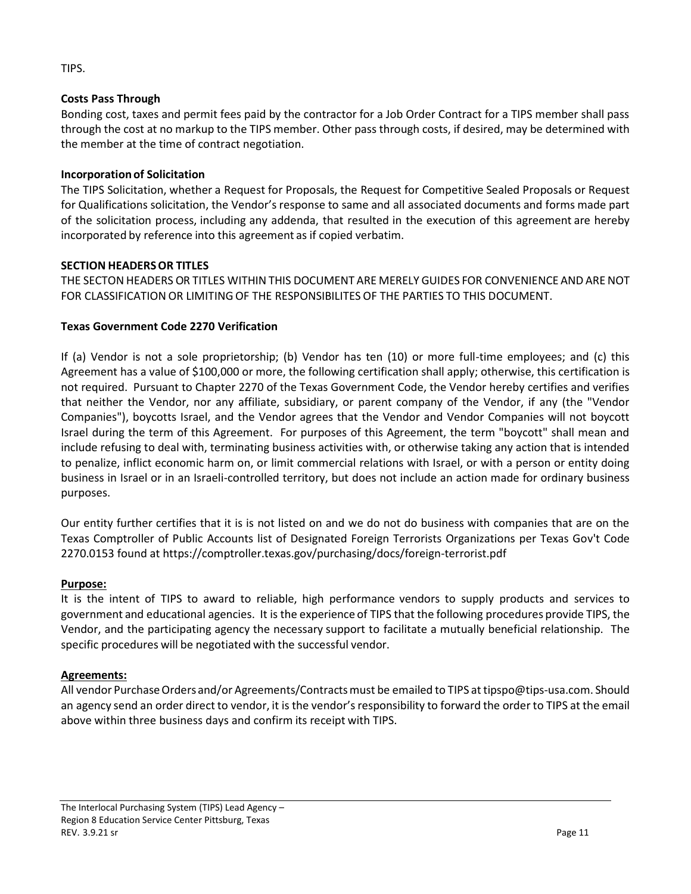TIPS.

**Costs Pass Through**

Bonding cost, taxes and permit fees paid by the contractor for a Job Order Contract for a TIPS member shall pass through the cost at no markup to the TIPS member. Other pass through costs, if desired, may be determined with the member at the time of contract negotiation.

**Incorporation of Solicitation**

The TIPS Solicitation, whether a Request for Proposals, the Request for Competitive Sealed Proposals or Request for Qualifications solicitation, the Vendor's response to same and all associated documents and forms made part of the solicitation process, including any addenda, that resulted in the execution of this agreement are hereby incorporated by reference into this agreement as if copied verbatim.

**SECTION HEADERS OR TITLES**

THE SECTON HEADERS OR TITLES WITHIN THIS DOCUMENT ARE MERELY GUIDES FOR CONVENIENCE AND ARE NOT FOR CLASSIFICATION OR LIMITING OF THE RESPONSIBILITES OF THE PARTIES TO THIS DOCUMENT.

**Texas Government Code 2270 Verification**

If (a) Vendor is not a sole proprietorship; (b) Vendor has ten (10) or more full-time employees; and (c) this Agreement has a value of $100,000 or more, the following certification shall apply; otherwise, this certification is not required. Pursuant to Chapter 2270 of the Texas Government Code, the Vendor hereby certifies and verifies that neither the Vendor, nor any affiliate, subsidiary, or parent company of the Vendor, if any (the "Vendor Companies"), boycotts Israel, and the Vendor agrees that the Vendor and Vendor Companies will not boycott Israel during the term of this Agreement. For purposes of this Agreement, the term "boycott" shall mean and include refusing to deal with, terminating business activities with, or otherwise taking any action that is intended to penalize, inflict economic harm on, or limit commercial relations with Israel, or with a person or entity doing business in Israel or in an Israeli-controlled territory, but does not include an action made for ordinary business purposes.

Our entity further certifies that it is is not listed on and we do not do business with companies that are on the Texas Comptroller of Public Accounts list of Designated Foreign Terrorists Organizations per Texas Gov't Code 2270.0153 found at https://comptroller.texas.gov/purchasing/docs/foreign-terrorist.pdf

**Purpose:**

It is the intent of TIPS to award to reliable, high performance vendors to supply products and services to government and educational agencies. It is the experience of TIPS that the following procedures provide TIPS, the Vendor, and the participating agency the necessary support to facilitate a mutually beneficial relationship. The specific procedures will be negotiated with the successful vendor.

**Agreements:**

All vendor Purchase Orders and/or Agreements/Contracts must be emailed to TIPS at tipspo@tips-usa.com. Should an agency send an order direct to vendor, it is the vendor's responsibility to forward the order to TIPS at the email above within three business days and confirm its receipt with TIPS.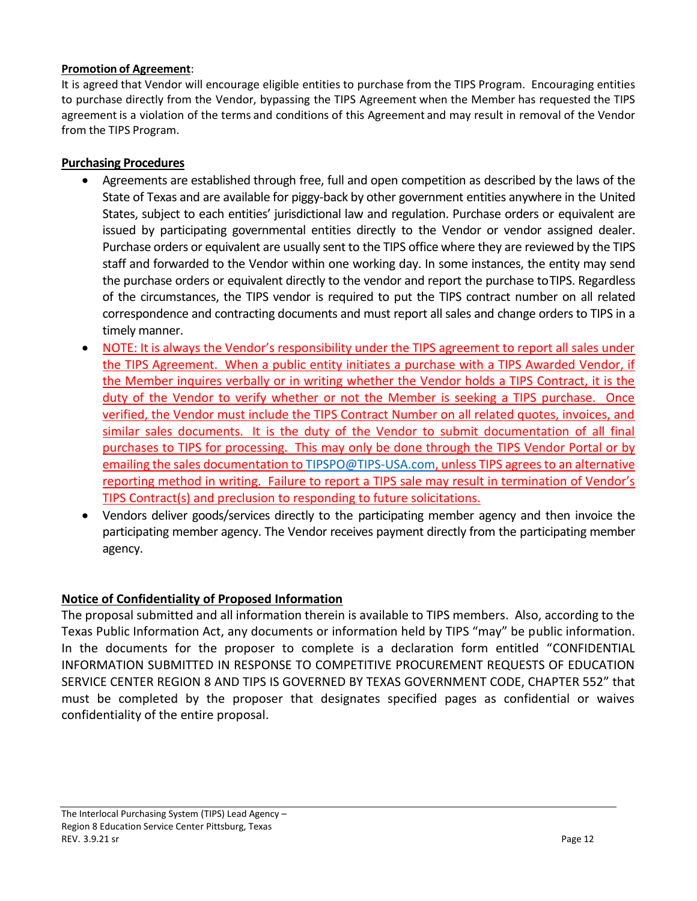**Promotion of Agreement**:

It is agreed that Vendor will encourage eligible entities to purchase from the TIPS Program. Encouraging entities to purchase directly from the Vendor, bypassing the TIPS Agreement when the Member has requested the TIPS agreement is a violation of the terms and conditions of this Agreement and may result in removal of the Vendor from the TIPS Program.

**Purchasing Procedures**

- Agreements are established through free, full and open competition as described by the laws of the State of Texas and are available for piggy-back by other government entities anywhere in the United States, subject to each entities' jurisdictional law and regulation. Purchase orders or equivalent are issued by participating governmental entities directly to the Vendor or vendor assigned dealer. Purchase orders or equivalent are usually sent to the TIPS office where they are reviewed by the TIPS staff and forwarded to the Vendor within one working day. In some instances, the entity may send the purchase orders or equivalent directly to the vendor and report the purchase to TIPS. Regardless of the circumstances, the TIPS vendor is required to put the TIPS contract number on all related correspondence and contracting documents and must report all sales and change orders to TIPS in a timely manner.
- NOTE: It is always the Vendor's responsibility under the TIPS agreement to report all sales under the TIPS Agreement. When a public entity initiates a purchase with a TIPS Awarded Vendor, if the Member inquires verbally or in writing whether the Vendor holds a TIPS Contract, it is the duty of the Vendor to verify whether or not the Member is seeking a TIPS purchase. Once verified, the Vendor must include the TIPS Contract Number on all related quotes, invoices, and similar sales documents. It is the duty of the Vendor to submit documentation of all final purchases to TIPS for processing. This may only be done through the TIPS Vendor Portal or by emailing the sales documentation to TIPSPO@TIPS-USA.com, unless TIPS agrees to an alternative reporting method in writing. Failure to report a TIPS sale may result in termination of Vendor's TIPS Contract(s) and preclusion to responding to future solicitations.
- Vendors deliver goods/services directly to the participating member agency and then invoice the participating member agency. The Vendor receives payment directly from the participating member agency.

**Notice of Confidentiality of Proposed Information**

The proposal submitted and all information therein is available to TIPS members. Also, according to the Texas Public Information Act, any documents or information held by TIPS "may" be public information. In the documents for the proposer to complete is a declaration form entitled "CONFIDENTIAL INFORMATION SUBMITTED IN RESPONSE TO COMPETITIVE PROCUREMENT REQUESTS OF EDUCATION SERVICE CENTER REGION 8 AND TIPS IS GOVERNED BY TEXAS GOVERNMENT CODE, CHAPTER 552" that must be completed by the proposer that designates specified pages as confidential or waives confidentiality of the entire proposal.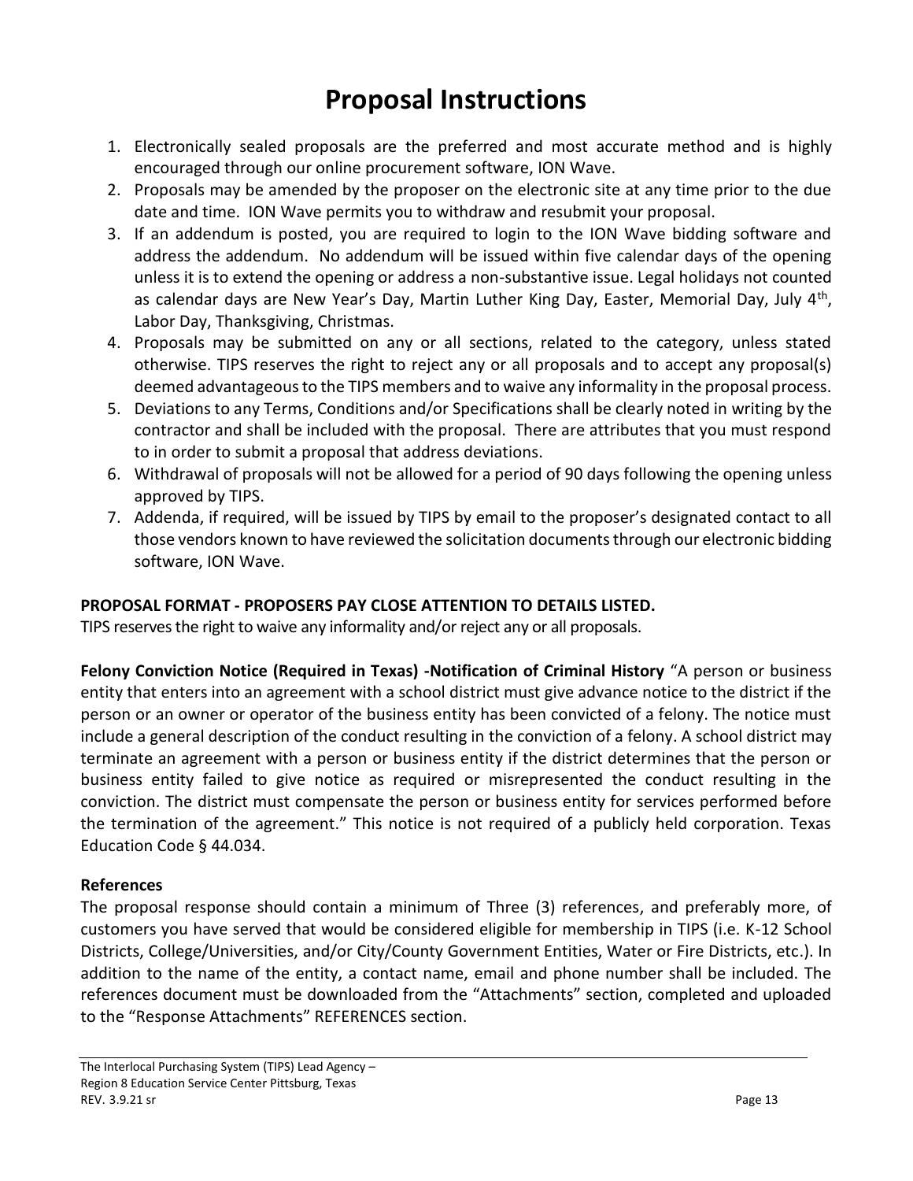# Proposal Instructions

1. Electronically sealed proposals are the preferred and most accurate method and is highly encouraged through our online procurement software, ION Wave.
2. Proposals may be amended by the proposer on the electronic site at any time prior to the due date and time. ION Wave permits you to withdraw and resubmit your proposal.
3. If an addendum is posted, you are required to login to the ION Wave bidding software and address the addendum. No addendum will be issued within five calendar days of the opening unless it is to extend the opening or address a non-substantive issue. Legal holidays not counted as calendar days are New Year's Day, Martin Luther King Day, Easter, Memorial Day, July 4th, Labor Day, Thanksgiving, Christmas.
4. Proposals may be submitted on any or all sections, related to the category, unless stated otherwise. TIPS reserves the right to reject any or all proposals and to accept any proposal(s) deemed advantageous to the TIPS members and to waive any informality in the proposal process.
5. Deviations to any Terms, Conditions and/or Specifications shall be clearly noted in writing by the contractor and shall be included with the proposal. There are attributes that you must respond to in order to submit a proposal that address deviations.
6. Withdrawal of proposals will not be allowed for a period of 90 days following the opening unless approved by TIPS.
7. Addenda, if required, will be issued by TIPS by email to the proposer's designated contact to all those vendors known to have reviewed the solicitation documents through our electronic bidding software, ION Wave.

**PROPOSAL FORMAT - PROPOSERS PAY CLOSE ATTENTION TO DETAILS LISTED.**
TIPS reserves the right to waive any informality and/or reject any or all proposals.

**Felony Conviction Notice (Required in Texas) -Notification of Criminal History** "A person or business entity that enters into an agreement with a school district must give advance notice to the district if the person or an owner or operator of the business entity has been convicted of a felony. The notice must include a general description of the conduct resulting in the conviction of a felony. A school district may terminate an agreement with a person or business entity if the district determines that the person or business entity failed to give notice as required or misrepresented the conduct resulting in the conviction. The district must compensate the person or business entity for services performed before the termination of the agreement." This notice is not required of a publicly held corporation. Texas Education Code § 44.034.

**References**
The proposal response should contain a minimum of Three (3) references, and preferably more, of customers you have served that would be considered eligible for membership in TIPS (i.e. K-12 School Districts, College/Universities, and/or City/County Government Entities, Water or Fire Districts, etc.). In addition to the name of the entity, a contact name, email and phone number shall be included. The references document must be downloaded from the "Attachments" section, completed and uploaded to the "Response Attachments" REFERENCES section.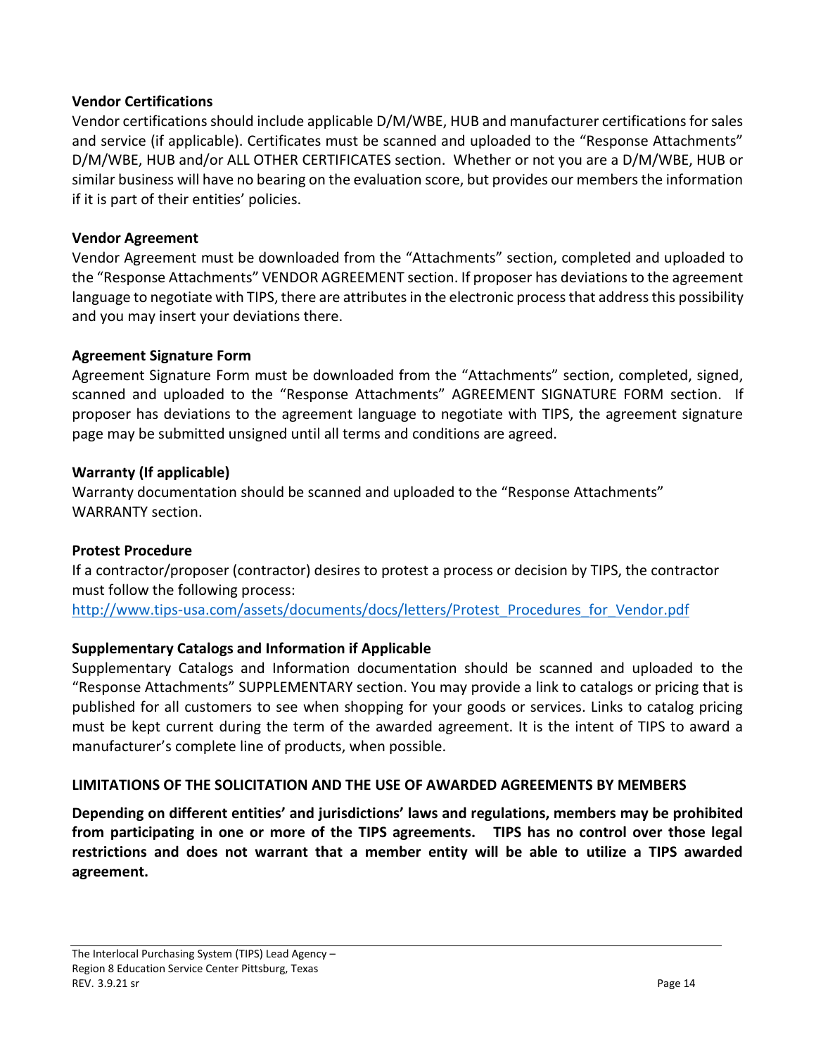### Vendor Certifications

Vendor certifications should include applicable D/M/WBE, HUB and manufacturer certifications for sales and service (if applicable). Certificates must be scanned and uploaded to the "Response Attachments" D/M/WBE, HUB and/or ALL OTHER CERTIFICATES section. Whether or not you are a D/M/WBE, HUB or similar business will have no bearing on the evaluation score, but provides our members the information if it is part of their entities' policies.

### Vendor Agreement

Vendor Agreement must be downloaded from the "Attachments" section, completed and uploaded to the "Response Attachments" VENDOR AGREEMENT section. If proposer has deviations to the agreement language to negotiate with TIPS, there are attributes in the electronic process that address this possibility and you may insert your deviations there.

### Agreement Signature Form

Agreement Signature Form must be downloaded from the "Attachments" section, completed, signed, scanned and uploaded to the "Response Attachments" AGREEMENT SIGNATURE FORM section. If proposer has deviations to the agreement language to negotiate with TIPS, the agreement signature page may be submitted unsigned until all terms and conditions are agreed.

### Warranty (If applicable)

Warranty documentation should be scanned and uploaded to the "Response Attachments" WARRANTY section.

### Protest Procedure

If a contractor/proposer (contractor) desires to protest a process or decision by TIPS, the contractor must follow the following process:
[http://www.tips-usa.com/assets/documents/docs/letters/Protest_Procedures_for_Vendor.pdf](http://www.tips-usa.com/assets/documents/docs/letters/Protest_Procedures_for_Vendor.pdf)

### Supplementary Catalogs and Information if Applicable

Supplementary Catalogs and Information documentation should be scanned and uploaded to the "Response Attachments" SUPPLEMENTARY section. You may provide a link to catalogs or pricing that is published for all customers to see when shopping for your goods or services. Links to catalog pricing must be kept current during the term of the awarded agreement. It is the intent of TIPS to award a manufacturer's complete line of products, when possible.

### LIMITATIONS OF THE SOLICITATION AND THE USE OF AWARDED AGREEMENTS BY MEMBERS

**Depending on different entities' and jurisdictions' laws and regulations, members may be prohibited from participating in one or more of the TIPS agreements. TIPS has no control over those legal restrictions and does not warrant that a member entity will be able to utilize a TIPS awarded agreement.**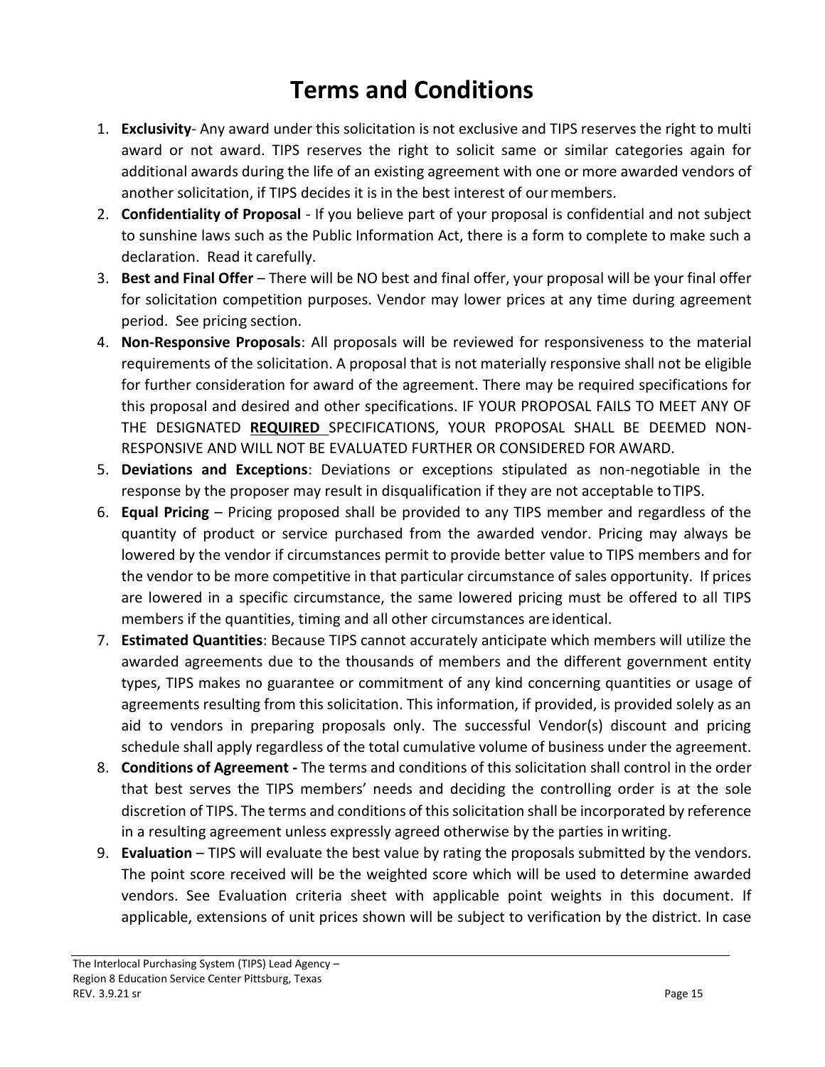# Terms and Conditions

1. **Exclusivity**- Any award under this solicitation is not exclusive and TIPS reserves the right to multi award or not award. TIPS reserves the right to solicit same or similar categories again for additional awards during the life of an existing agreement with one or more awarded vendors of another solicitation, if TIPS decides it is in the best interest of our members.
2. **Confidentiality of Proposal** - If you believe part of your proposal is confidential and not subject to sunshine laws such as the Public Information Act, there is a form to complete to make such a declaration. Read it carefully.
3. **Best and Final Offer** – There will be NO best and final offer, your proposal will be your final offer for solicitation competition purposes. Vendor may lower prices at any time during agreement period. See pricing section.
4. **Non-Responsive Proposals**: All proposals will be reviewed for responsiveness to the material requirements of the solicitation. A proposal that is not materially responsive shall not be eligible for further consideration for award of the agreement. There may be required specifications for this proposal and desired and other specifications. IF YOUR PROPOSAL FAILS TO MEET ANY OF THE DESIGNATED **REQUIRED** SPECIFICATIONS, YOUR PROPOSAL SHALL BE DEEMED NON-RESPONSIVE AND WILL NOT BE EVALUATED FURTHER OR CONSIDERED FOR AWARD.
5. **Deviations and Exceptions**: Deviations or exceptions stipulated as non-negotiable in the response by the proposer may result in disqualification if they are not acceptable to TIPS.
6. **Equal Pricing** – Pricing proposed shall be provided to any TIPS member and regardless of the quantity of product or service purchased from the awarded vendor. Pricing may always be lowered by the vendor if circumstances permit to provide better value to TIPS members and for the vendor to be more competitive in that particular circumstance of sales opportunity. If prices are lowered in a specific circumstance, the same lowered pricing must be offered to all TIPS members if the quantities, timing and all other circumstances are identical.
7. **Estimated Quantities**: Because TIPS cannot accurately anticipate which members will utilize the awarded agreements due to the thousands of members and the different government entity types, TIPS makes no guarantee or commitment of any kind concerning quantities or usage of agreements resulting from this solicitation. This information, if provided, is provided solely as an aid to vendors in preparing proposals only. The successful Vendor(s) discount and pricing schedule shall apply regardless of the total cumulative volume of business under the agreement.
8. **Conditions of Agreement -** The terms and conditions of this solicitation shall control in the order that best serves the TIPS members' needs and deciding the controlling order is at the sole discretion of TIPS. The terms and conditions of this solicitation shall be incorporated by reference in a resulting agreement unless expressly agreed otherwise by the parties in writing.
9. **Evaluation** – TIPS will evaluate the best value by rating the proposals submitted by the vendors. The point score received will be the weighted score which will be used to determine awarded vendors. See Evaluation criteria sheet with applicable point weights in this document. If applicable, extensions of unit prices shown will be subject to verification by the district. In case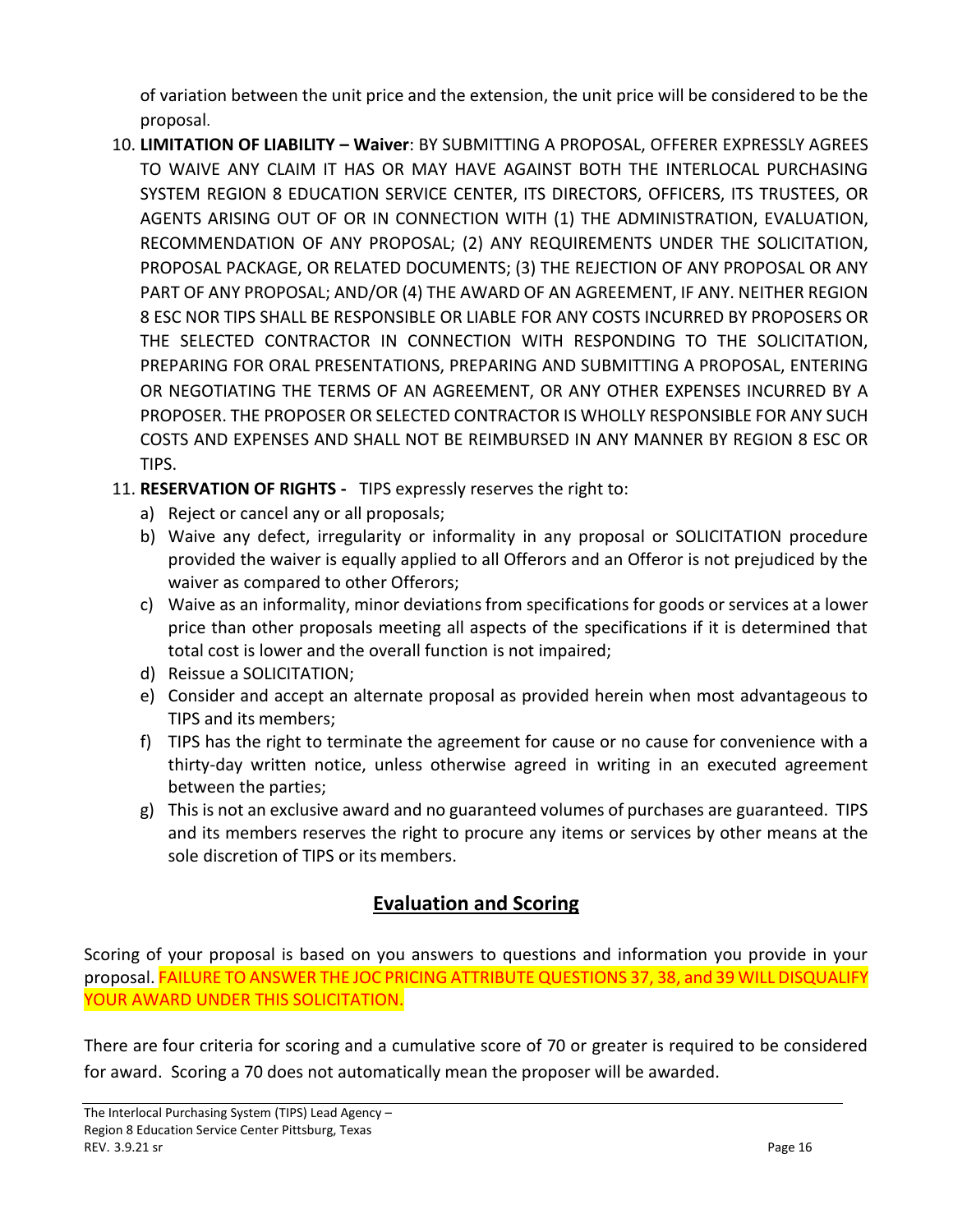of variation between the unit price and the extension, the unit price will be considered to be the proposal.

10. **LIMITATION OF LIABILITY – Waiver**: BY SUBMITTING A PROPOSAL, OFFERER EXPRESSLY AGREES TO WAIVE ANY CLAIM IT HAS OR MAY HAVE AGAINST BOTH THE INTERLOCAL PURCHASING SYSTEM REGION 8 EDUCATION SERVICE CENTER, ITS DIRECTORS, OFFICERS, ITS TRUSTEES, OR AGENTS ARISING OUT OF OR IN CONNECTION WITH (1) THE ADMINISTRATION, EVALUATION, RECOMMENDATION OF ANY PROPOSAL; (2) ANY REQUIREMENTS UNDER THE SOLICITATION, PROPOSAL PACKAGE, OR RELATED DOCUMENTS; (3) THE REJECTION OF ANY PROPOSAL OR ANY PART OF ANY PROPOSAL; AND/OR (4) THE AWARD OF AN AGREEMENT, IF ANY. NEITHER REGION 8 ESC NOR TIPS SHALL BE RESPONSIBLE OR LIABLE FOR ANY COSTS INCURRED BY PROPOSERS OR THE SELECTED CONTRACTOR IN CONNECTION WITH RESPONDING TO THE SOLICITATION, PREPARING FOR ORAL PRESENTATIONS, PREPARING AND SUBMITTING A PROPOSAL, ENTERING OR NEGOTIATING THE TERMS OF AN AGREEMENT, OR ANY OTHER EXPENSES INCURRED BY A PROPOSER. THE PROPOSER OR SELECTED CONTRACTOR IS WHOLLY RESPONSIBLE FOR ANY SUCH COSTS AND EXPENSES AND SHALL NOT BE REIMBURSED IN ANY MANNER BY REGION 8 ESC OR TIPS.
11. **RESERVATION OF RIGHTS -** TIPS expressly reserves the right to:
    a) Reject or cancel any or all proposals;
    b) Waive any defect, irregularity or informality in any proposal or SOLICITATION procedure provided the waiver is equally applied to all Offerors and an Offeror is not prejudiced by the waiver as compared to other Offerors;
    c) Waive as an informality, minor deviations from specifications for goods or services at a lower price than other proposals meeting all aspects of the specifications if it is determined that total cost is lower and the overall function is not impaired;
    d) Reissue a SOLICITATION;
    e) Consider and accept an alternate proposal as provided herein when most advantageous to TIPS and its members;
    f) TIPS has the right to terminate the agreement for cause or no cause for convenience with a thirty-day written notice, unless otherwise agreed in writing in an executed agreement between the parties;
    g) This is not an exclusive award and no guaranteed volumes of purchases are guaranteed. TIPS and its members reserves the right to procure any items or services by other means at the sole discretion of TIPS or its members.

## Evaluation and Scoring

Scoring of your proposal is based on you answers to questions and information you provide in your proposal. FAILURE TO ANSWER THE JOC PRICING ATTRIBUTE QUESTIONS 37, 38, and 39 WILL DISQUALIFY YOUR AWARD UNDER THIS SOLICITATION.

There are four criteria for scoring and a cumulative score of 70 or greater is required to be considered for award. Scoring a 70 does not automatically mean the proposer will be awarded.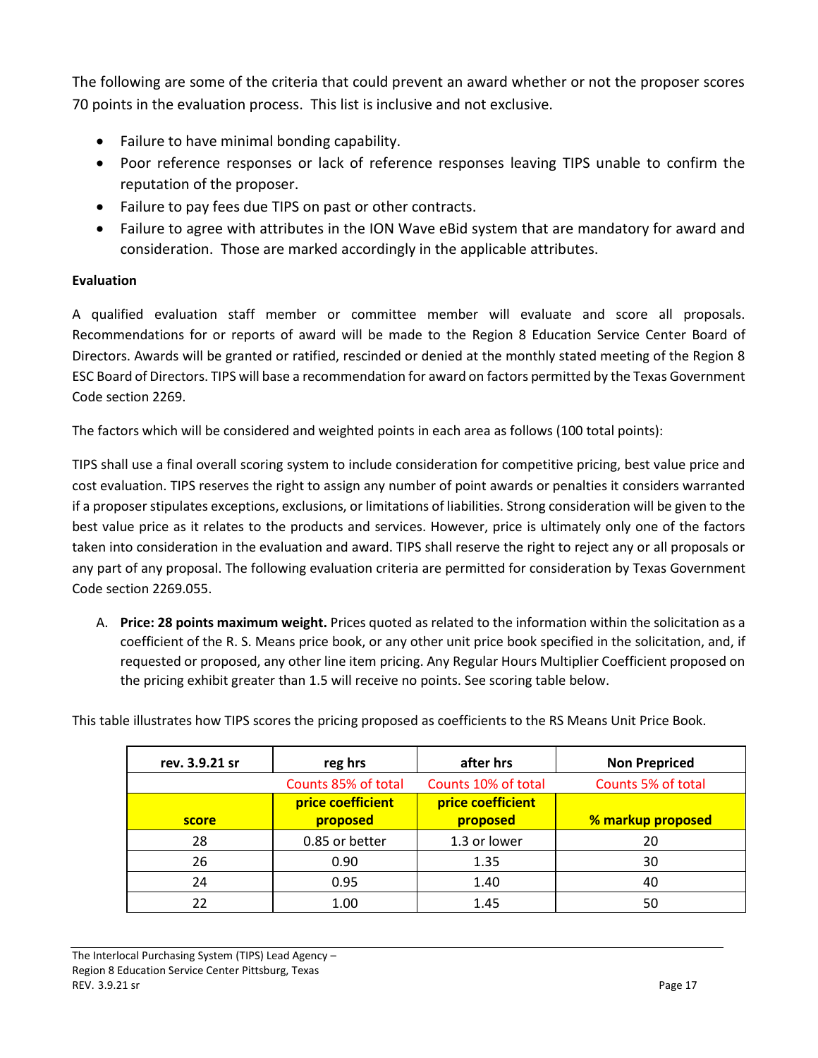The following are some of the criteria that could prevent an award whether or not the proposer scores 70 points in the evaluation process. This list is inclusive and not exclusive.

- Failure to have minimal bonding capability.
- Poor reference responses or lack of reference responses leaving TIPS unable to confirm the reputation of the proposer.
- Failure to pay fees due TIPS on past or other contracts.
- Failure to agree with attributes in the ION Wave eBid system that are mandatory for award and consideration. Those are marked accordingly in the applicable attributes.

**Evaluation**

A qualified evaluation staff member or committee member will evaluate and score all proposals. Recommendations for or reports of award will be made to the Region 8 Education Service Center Board of Directors. Awards will be granted or ratified, rescinded or denied at the monthly stated meeting of the Region 8 ESC Board of Directors. TIPS will base a recommendation for award on factors permitted by the Texas Government Code section 2269.

The factors which will be considered and weighted points in each area as follows (100 total points):

TIPS shall use a final overall scoring system to include consideration for competitive pricing, best value price and cost evaluation. TIPS reserves the right to assign any number of point awards or penalties it considers warranted if a proposer stipulates exceptions, exclusions, or limitations of liabilities. Strong consideration will be given to the best value price as it relates to the products and services. However, price is ultimately only one of the factors taken into consideration in the evaluation and award. TIPS shall reserve the right to reject any or all proposals or any part of any proposal. The following evaluation criteria are permitted for consideration by Texas Government Code section 2269.055.

A. **Price: 28 points maximum weight.** Prices quoted as related to the information within the solicitation as a coefficient of the R. S. Means price book, or any other unit price book specified in the solicitation, and, if requested or proposed, any other line item pricing. Any Regular Hours Multiplier Coefficient proposed on the pricing exhibit greater than 1.5 will receive no points. See scoring table below.

This table illustrates how TIPS scores the pricing proposed as coefficients to the RS Means Unit Price Book.

| rev. 3.9.21 sr | reg hrs | after hrs | Non Prepriced |
|---|---|---|---|
| | Counts 85% of total | Counts 10% of total | Counts 5% of total |
| score | price coefficient proposed | price coefficient proposed | % markup proposed |
| 28 | 0.85 or better | 1.3 or lower | 20 |
| 26 | 0.90 | 1.35 | 30 |
| 24 | 0.95 | 1.40 | 40 |
| 22 | 1.00 | 1.45 | 50 |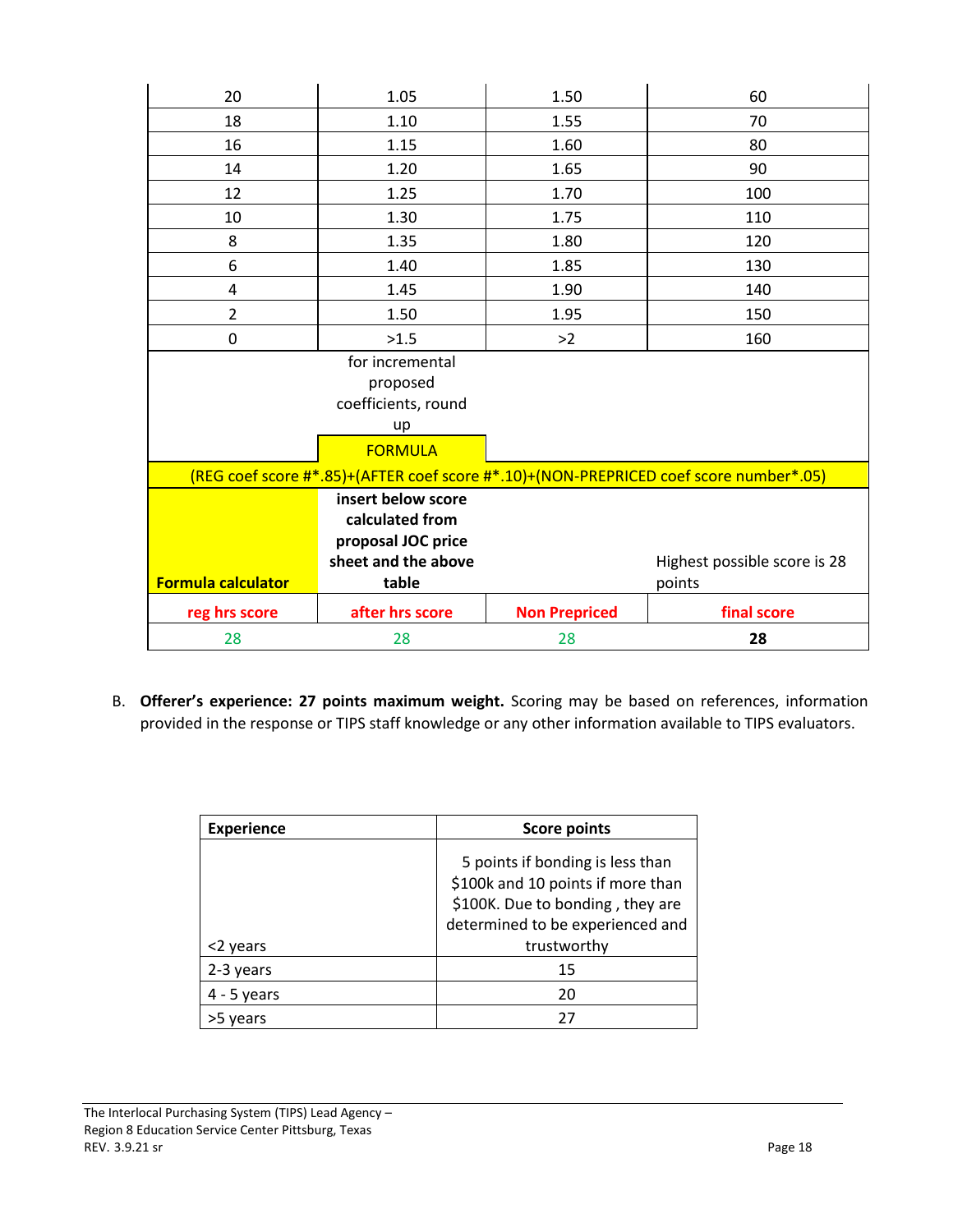| | | | |
|---|---|---|---|
| 20 | 1.05 | 1.50 | 60 |
| 18 | 1.10 | 1.55 | 70 |
| 16 | 1.15 | 1.60 | 80 |
| 14 | 1.20 | 1.65 | 90 |
| 12 | 1.25 | 1.70 | 100 |
| 10 | 1.30 | 1.75 | 110 |
| 8 | 1.35 | 1.80 | 120 |
| 6 | 1.40 | 1.85 | 130 |
| 4 | 1.45 | 1.90 | 140 |
| 2 | 1.50 | 1.95 | 150 |
| 0 | >1.5 | >2 | 160 |
| | for incremental proposed coefficients, round up | | |
| | FORMULA | | |
| (REG coef score #*.85)+(AFTER coef score #*.10)+(NON-PREPRICED coef score number*.05) | | | |
| **Formula calculator** | **insert below score calculated from proposal JOC price sheet and the above table** | | Highest possible score is 28 points |
| **reg hrs score** | **after hrs score** | **Non Prepriced** | **final score** |
| 28 | 28 | 28 | **28** |

B. **Offerer's experience: 27 points maximum weight.** Scoring may be based on references, information provided in the response or TIPS staff knowledge or any other information available to TIPS evaluators.

| **Experience** | **Score points** |
|---|---|
| <2 years | 5 points if bonding is less than $100k and 10 points if more than $100K. Due to bonding , they are determined to be experienced and trustworthy |
| 2-3 years | 15 |
| 4 - 5 years | 20 |
| >5 years | 27 |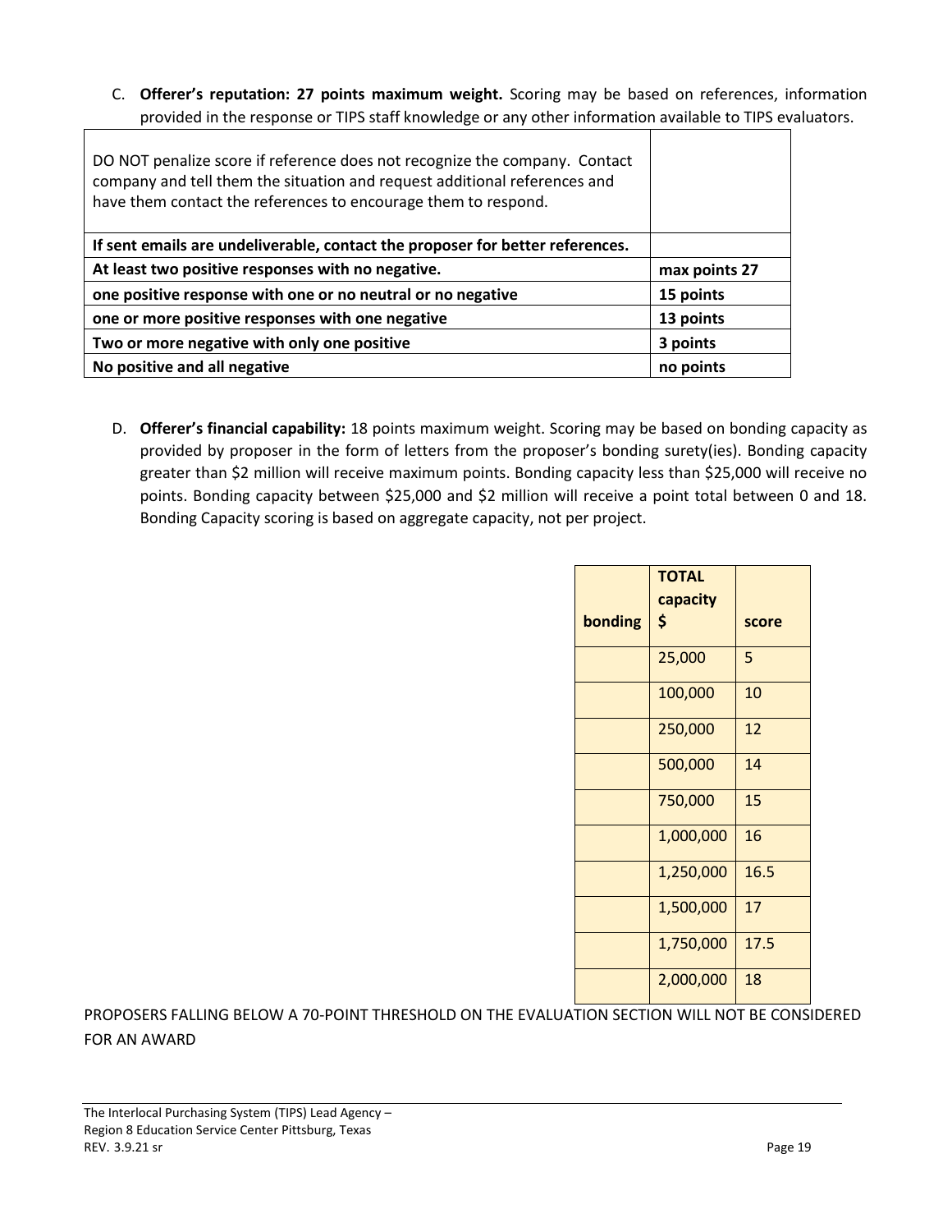C. **Offerer's reputation: 27 points maximum weight.** Scoring may be based on references, information provided in the response or TIPS staff knowledge or any other information available to TIPS evaluators.

| | |
|---|---|
| DO NOT penalize score if reference does not recognize the company. Contact company and tell them the situation and request additional references and have them contact the references to encourage them to respond. | |
| **If sent emails are undeliverable, contact the proposer for better references.** | |
| **At least two positive responses with no negative.** | **max points 27** |
| **one positive response with one or no neutral or no negative** | **15 points** |
| **one or more positive responses with one negative** | **13 points** |
| **Two or more negative with only one positive** | **3 points** |
| **No positive and all negative** | **no points** |

D. **Offerer's financial capability:** 18 points maximum weight. Scoring may be based on bonding capacity as provided by proposer in the form of letters from the proposer's bonding surety(ies). Bonding capacity greater than $2 million will receive maximum points. Bonding capacity less than $25,000 will receive no points. Bonding capacity between $25,000 and $2 million will receive a point total between 0 and 18. Bonding Capacity scoring is based on aggregate capacity, not per project.

| **bonding** | **TOTAL capacity $** | **score** |
|---|---|---|
| | 25,000 | 5 |
| | 100,000 | 10 |
| | 250,000 | 12 |
| | 500,000 | 14 |
| | 750,000 | 15 |
| | 1,000,000 | 16 |
| | 1,250,000 | 16.5 |
| | 1,500,000 | 17 |
| | 1,750,000 | 17.5 |
| | 2,000,000 | 18 |

PROPOSERS FALLING BELOW A 70-POINT THRESHOLD ON THE EVALUATION SECTION WILL NOT BE CONSIDERED FOR AN AWARD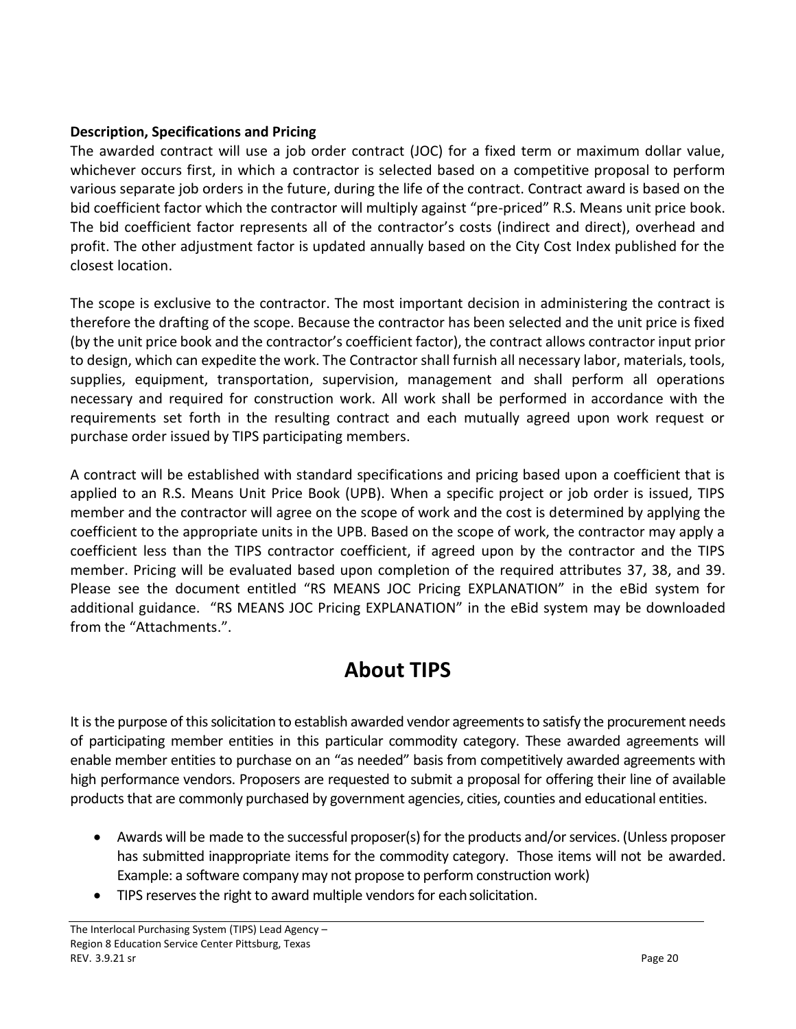**Description, Specifications and Pricing**

The awarded contract will use a job order contract (JOC) for a fixed term or maximum dollar value, whichever occurs first, in which a contractor is selected based on a competitive proposal to perform various separate job orders in the future, during the life of the contract. Contract award is based on the bid coefficient factor which the contractor will multiply against "pre-priced" R.S. Means unit price book. The bid coefficient factor represents all of the contractor's costs (indirect and direct), overhead and profit. The other adjustment factor is updated annually based on the City Cost Index published for the closest location.

The scope is exclusive to the contractor. The most important decision in administering the contract is therefore the drafting of the scope. Because the contractor has been selected and the unit price is fixed (by the unit price book and the contractor's coefficient factor), the contract allows contractor input prior to design, which can expedite the work. The Contractor shall furnish all necessary labor, materials, tools, supplies, equipment, transportation, supervision, management and shall perform all operations necessary and required for construction work. All work shall be performed in accordance with the requirements set forth in the resulting contract and each mutually agreed upon work request or purchase order issued by TIPS participating members.

A contract will be established with standard specifications and pricing based upon a coefficient that is applied to an R.S. Means Unit Price Book (UPB). When a specific project or job order is issued, TIPS member and the contractor will agree on the scope of work and the cost is determined by applying the coefficient to the appropriate units in the UPB. Based on the scope of work, the contractor may apply a coefficient less than the TIPS contractor coefficient, if agreed upon by the contractor and the TIPS member. Pricing will be evaluated based upon completion of the required attributes 37, 38, and 39. Please see the document entitled "RS MEANS JOC Pricing EXPLANATION" in the eBid system for additional guidance. "RS MEANS JOC Pricing EXPLANATION" in the eBid system may be downloaded from the "Attachments.".

# About TIPS

It is the purpose of this solicitation to establish awarded vendor agreements to satisfy the procurement needs of participating member entities in this particular commodity category. These awarded agreements will enable member entities to purchase on an "as needed" basis from competitively awarded agreements with high performance vendors. Proposers are requested to submit a proposal for offering their line of available products that are commonly purchased by government agencies, cities, counties and educational entities.

- Awards will be made to the successful proposer(s) for the products and/or services. (Unless proposer has submitted inappropriate items for the commodity category. Those items will not be awarded. Example: a software company may not propose to perform construction work)
- TIPS reserves the right to award multiple vendors for each solicitation.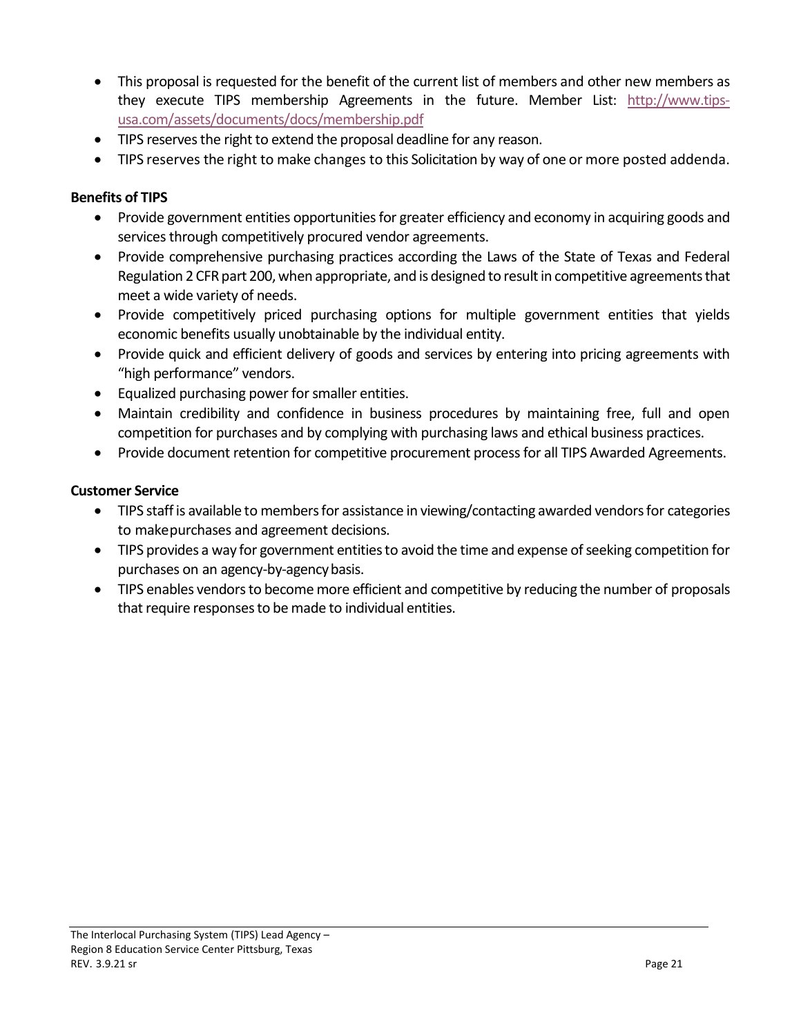- This proposal is requested for the benefit of the current list of members and other new members as they execute TIPS membership Agreements in the future. Member List: [http://www.tips-usa.com/assets/documents/docs/membership.pdf](http://www.tips-usa.com/assets/documents/docs/membership.pdf)
- TIPS reserves the right to extend the proposal deadline for any reason.
- TIPS reserves the right to make changes to this Solicitation by way of one or more posted addenda.

**Benefits of TIPS**

- Provide government entities opportunities for greater efficiency and economy in acquiring goods and services through competitively procured vendor agreements.
- Provide comprehensive purchasing practices according the Laws of the State of Texas and Federal Regulation 2 CFR part 200, when appropriate, and is designed to result in competitive agreements that meet a wide variety of needs.
- Provide competitively priced purchasing options for multiple government entities that yields economic benefits usually unobtainable by the individual entity.
- Provide quick and efficient delivery of goods and services by entering into pricing agreements with "high performance" vendors.
- Equalized purchasing power for smaller entities.
- Maintain credibility and confidence in business procedures by maintaining free, full and open competition for purchases and by complying with purchasing laws and ethical business practices.
- Provide document retention for competitive procurement process for all TIPS Awarded Agreements.

**Customer Service**

- TIPS staff is available to members for assistance in viewing/contacting awarded vendors for categories to make purchases and agreement decisions.
- TIPS provides a way for government entities to avoid the time and expense of seeking competition for purchases on an agency-by-agency basis.
- TIPS enables vendors to become more efficient and competitive by reducing the number of proposals that require responses to be made to individual entities.